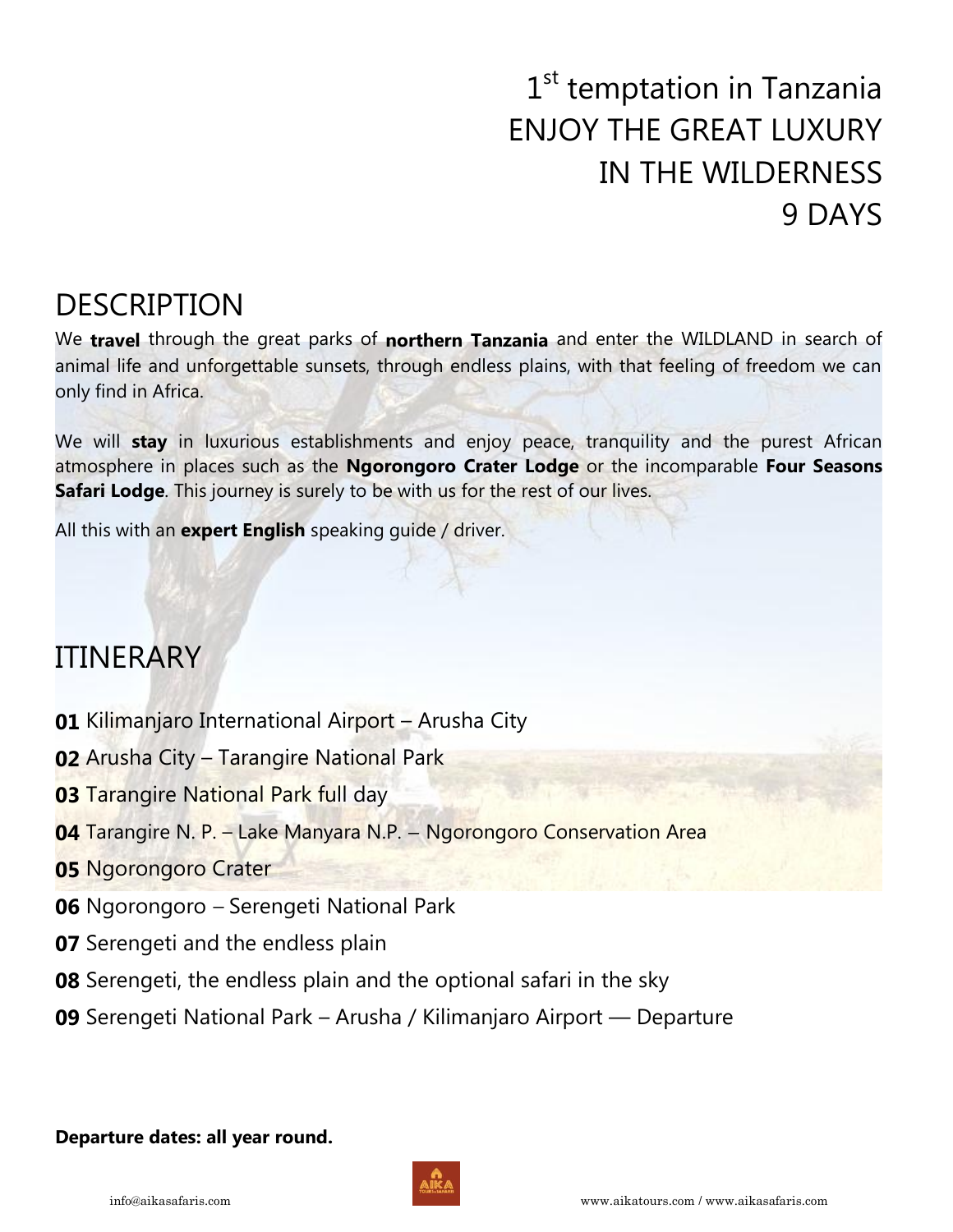# 1st temptation in Tanzania ENJOY THE GREAT LUXURY IN THE WILDERNESS 9 DAYS

## DESCRIPTION

We **travel** through the great parks of **northern Tanzania** and enter the WILDLAND in search of animal life and unforgettable sunsets, through endless plains, with that feeling of freedom we can only find in Africa.

We will **stay** in luxurious establishments and enjoy peace, tranquility and the purest African atmosphere in places such as the **Ngorongoro Crater Lodge** or the incomparable **Four Seasons Safari Lodge**. This journey is surely to be with us for the rest of our lives.

All this with an **expert English** speaking guide / driver.

## ITINERARY

**01** Kilimanjaro International Airport – Arusha City

**02** Arusha City – Tarangire National Park

**03** Tarangire National Park full day

**04** Tarangire N. P. – Lake Manyara N.P. – Ngorongoro Conservation Area

**05** Ngorongoro Crater

**06** Ngorongoro – Serengeti National Park

**07** Serengeti and the endless plain

**08** Serengeti, the endless plain and the optional safari in the sky

**09** Serengeti National Park – Arusha / Kilimanjaro Airport — Departure

**Departure dates: all year round.**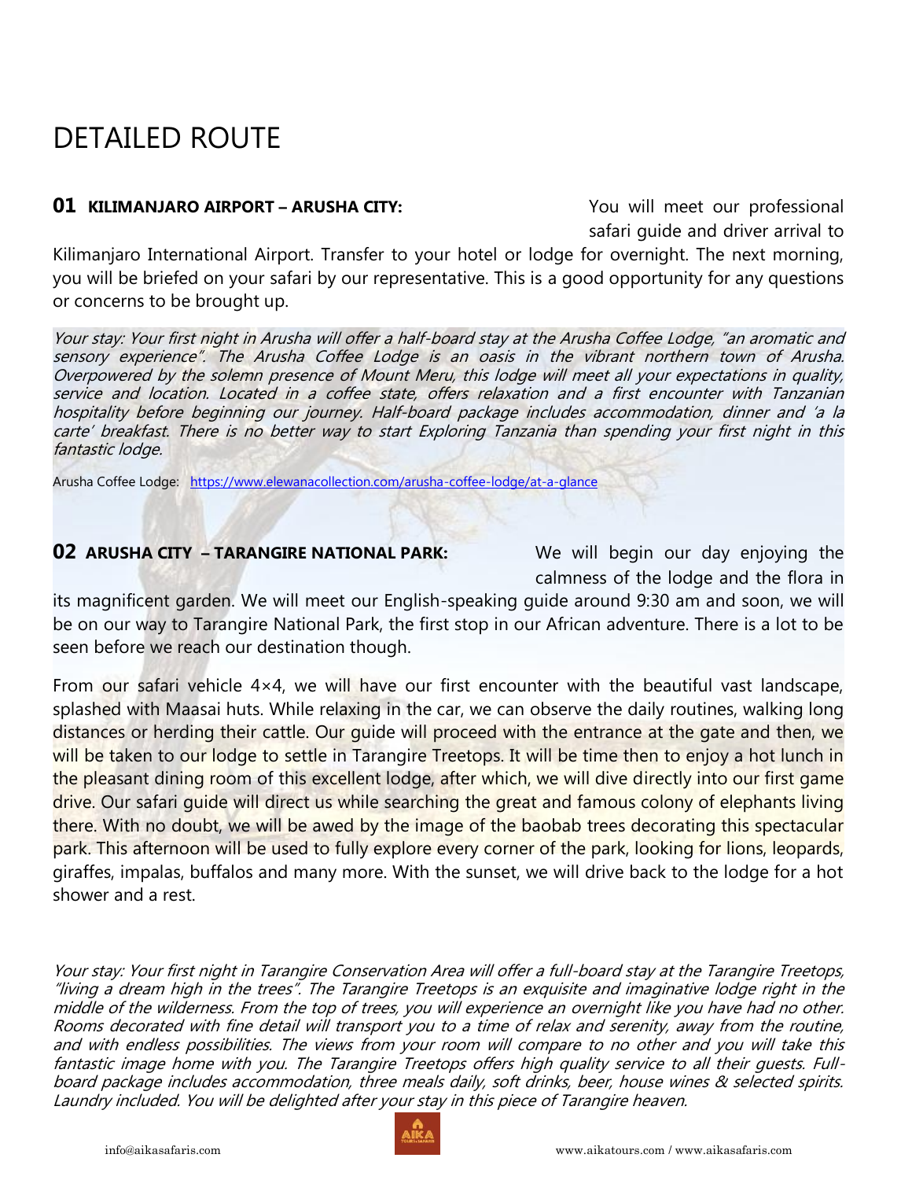# DETAILED ROUTE

**01 KILIMANJARO AIRPORT – ARUSHA CITY:** You will meet our professional safari guide and driver arrival to Kilimanjaro International Airport. Transfer to your hotel or lodge for overnight. The next morning, you will be briefed on your safari by our representative. This is a good opportunity for any questions or concerns to be brought up.

*Your stay: Your first night in Arusha will offer a half-board stay at the Arusha Coffee Lodge, "an aromatic and sensory experience". The Arusha Coffee Lodge is an oasis in the vibrant northern town of Arusha. Overpowered by the solemn presence of Mount Meru, this lodge will meet all your expectations in quality, service and location. Located in a coffee state, offers relaxation and a first encounter with Tanzanian hospitality before beginning our journey. Half-board package includes accommodation, dinner and 'a la carte' breakfast. There is no better way to start Exploring Tanzania than spending your first night in this fantastic lodge.*

Arusha Coffee Lodge: https://www.elewanacollection.com/arusha-coffee-lodge/at-a-glance

**02 ARUSHA CITY – TARANGIRE NATIONAL PARK:** We will begin our day enjoying the calmness of the lodge and the flora in its magnificent garden. We will meet our English-speaking guide around 9:30 am and soon, we will be on our way to Tarangire National Park, the first stop in our African adventure. There is a lot to be seen before we reach our destination though.

From our safari vehicle 4×4, we will have our first encounter with the beautiful vast landscape, splashed with Maasai huts. While relaxing in the car, we can observe the daily routines, walking long distances or herding their cattle. Our guide will proceed with the entrance at the gate and then, we will be taken to our lodge to settle in Tarangire Treetops. It will be time then to enjoy a hot lunch in the pleasant dining room of this excellent lodge, after which, we will dive directly into our first game drive. Our safari guide will direct us while searching the great and famous colony of elephants living there. With no doubt, we will be awed by the image of the baobab trees decorating this spectacular park. This afternoon will be used to fully explore every corner of the park, looking for lions, leopards, giraffes, impalas, buffalos and many more. With the sunset, we will drive back to the lodge for a hot shower and a rest.

*Your stay: Your first night in Tarangire Conservation Area will offer a full-board stay at the Tarangire Treetops, "living a dream high in the trees". The Tarangire Treetops is an exquisite and imaginative lodge right in the middle of the wilderness. From the top of trees, you will experience an overnight like you have had no other. Rooms decorated with fine detail will transport you to a time of relax and serenity, away from the routine, and with endless possibilities. The views from your room will compare to no other and you will take this fantastic image home with you. The Tarangire Treetops offers high quality service to all their guests. Full-board package includes accommodation, three meals daily, soft drinks, beer, house wines & selected spirits. Laundry included. You will be delighted after your stay in this piece of Tarangire heaven.*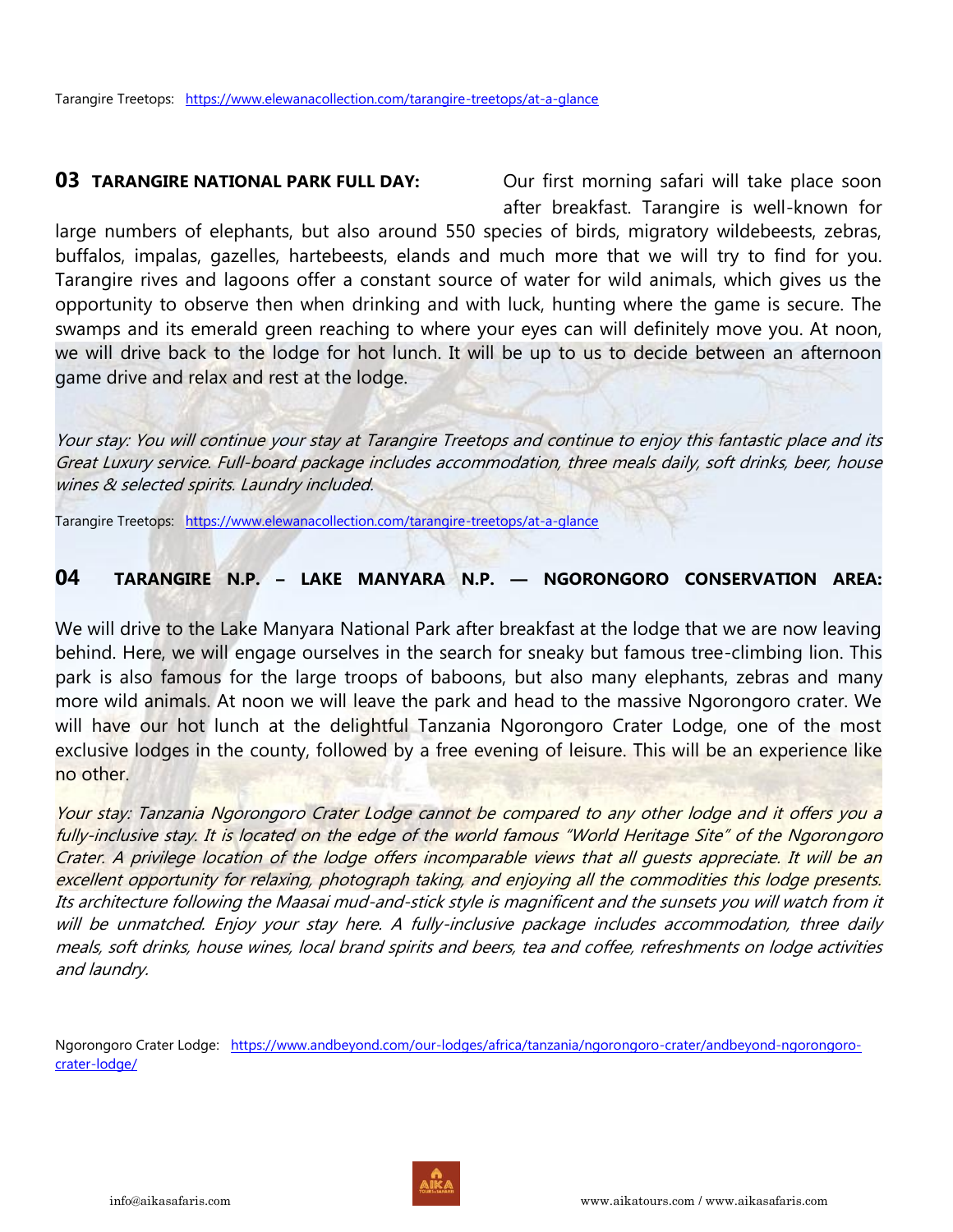Tarangire Treetops: https://www.elewanacollection.com/tarangire-treetops/at-a-glance

## 03 TARANGIRE NATIONAL PARK FULL DAY:

Our first morning safari will take place soon after breakfast. Tarangire is well-known for large numbers of elephants, but also around 550 species of birds, migratory wildebeests, zebras, buffalos, impalas, gazelles, hartebeests, elands and much more that we will try to find for you. Tarangire rives and lagoons offer a constant source of water for wild animals, which gives us the opportunity to observe then when drinking and with luck, hunting where the game is secure. The swamps and its emerald green reaching to where your eyes can will definitely move you. At noon, we will drive back to the lodge for hot lunch. It will be up to us to decide between an afternoon game drive and relax and rest at the lodge.

*Your stay: You will continue your stay at Tarangire Treetops and continue to enjoy this fantastic place and its Great Luxury service. Full-board package includes accommodation, three meals daily, soft drinks, beer, house wines & selected spirits. Laundry included.*

Tarangire Treetops: https://www.elewanacollection.com/tarangire-treetops/at-a-glance

## 04 TARANGIRE N.P. – LAKE MANYARA N.P. — NGORONGORO CONSERVATION AREA:

We will drive to the Lake Manyara National Park after breakfast at the lodge that we are now leaving behind. Here, we will engage ourselves in the search for sneaky but famous tree-climbing lion. This park is also famous for the large troops of baboons, but also many elephants, zebras and many more wild animals. At noon we will leave the park and head to the massive Ngorongoro crater. We will have our hot lunch at the delightful Tanzania Ngorongoro Crater Lodge, one of the most exclusive lodges in the county, followed by a free evening of leisure. This will be an experience like no other.

*Your stay: Tanzania Ngorongoro Crater Lodge cannot be compared to any other lodge and it offers you a fully-inclusive stay. It is located on the edge of the world famous "World Heritage Site" of the Ngorongoro Crater. A privilege location of the lodge offers incomparable views that all guests appreciate. It will be an excellent opportunity for relaxing, photograph taking, and enjoying all the commodities this lodge presents. Its architecture following the Maasai mud-and-stick style is magnificent and the sunsets you will watch from it will be unmatched. Enjoy your stay here. A fully-inclusive package includes accommodation, three daily meals, soft drinks, house wines, local brand spirits and beers, tea and coffee, refreshments on lodge activities and laundry.*

Ngorongoro Crater Lodge: https://www.andbeyond.com/our-lodges/africa/tanzania/ngorongoro-crater/andbeyond-ngorongoro-crater-lodge/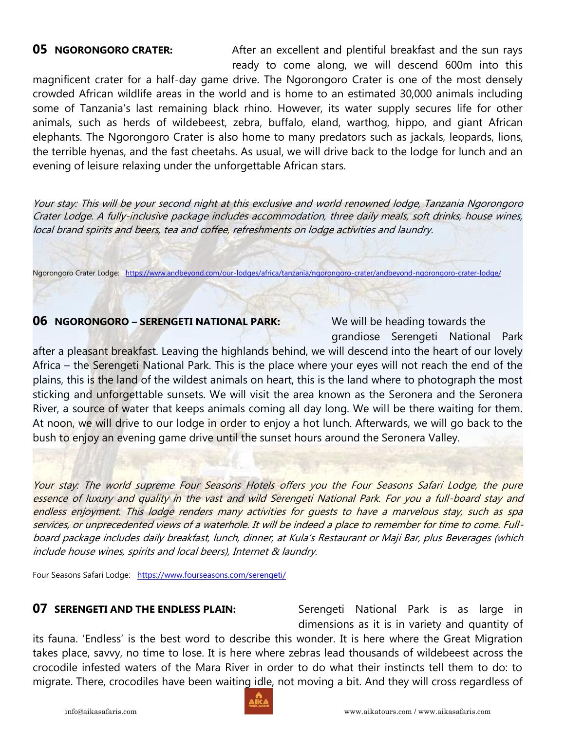**05 NGORONGORO CRATER:** After an excellent and plentiful breakfast and the sun rays ready to come along, we will descend 600m into this magnificent crater for a half-day game drive. The Ngorongoro Crater is one of the most densely crowded African wildlife areas in the world and is home to an estimated 30,000 animals including some of Tanzania's last remaining black rhino. However, its water supply secures life for other animals, such as herds of wildebeest, zebra, buffalo, eland, warthog, hippo, and giant African elephants. The Ngorongoro Crater is also home to many predators such as jackals, leopards, lions, the terrible hyenas, and the fast cheetahs. As usual, we will drive back to the lodge for lunch and an evening of leisure relaxing under the unforgettable African stars.

*Your stay: This will be your second night at this exclusive and world renowned lodge, Tanzania Ngorongoro Crater Lodge. A fully-inclusive package includes accommodation, three daily meals, soft drinks, house wines, local brand spirits and beers, tea and coffee, refreshments on lodge activities and laundry.*

Ngorongoro Crater Lodge: https://www.andbeyond.com/our-lodges/africa/tanzania/ngorongoro-crater/andbeyond-ngorongoro-crater-lodge/

**06 NGORONGORO – SERENGETI NATIONAL PARK:** We will be heading towards the grandiose Serengeti National Park after a pleasant breakfast. Leaving the highlands behind, we will descend into the heart of our lovely Africa – the Serengeti National Park. This is the place where your eyes will not reach the end of the plains, this is the land of the wildest animals on heart, this is the land where to photograph the most sticking and unforgettable sunsets. We will visit the area known as the Seronera and the Seronera River, a source of water that keeps animals coming all day long. We will be there waiting for them. At noon, we will drive to our lodge in order to enjoy a hot lunch. Afterwards, we will go back to the bush to enjoy an evening game drive until the sunset hours around the Seronera Valley.

*Your stay: The world supreme Four Seasons Hotels offers you the Four Seasons Safari Lodge, the pure essence of luxury and quality in the vast and wild Serengeti National Park. For you a full-board stay and endless enjoyment. This lodge renders many activities for guests to have a marvelous stay, such as spa services, or unprecedented views of a waterhole. It will be indeed a place to remember for time to come. Full-board package includes daily breakfast, lunch, dinner, at Kula's Restaurant or Maji Bar, plus Beverages (which include house wines, spirits and local beers), Internet & laundry.*

Four Seasons Safari Lodge: https://www.fourseasons.com/serengeti/

**07 SERENGETI AND THE ENDLESS PLAIN:** Serengeti National Park is as large in dimensions as it is in variety and quantity of its fauna. 'Endless' is the best word to describe this wonder. It is here where the Great Migration takes place, savvy, no time to lose. It is here where zebras lead thousands of wildebeest across the crocodile infested waters of the Mara River in order to do what their instincts tell them to do: to migrate. There, crocodiles have been waiting idle, not moving a bit. And they will cross regardless of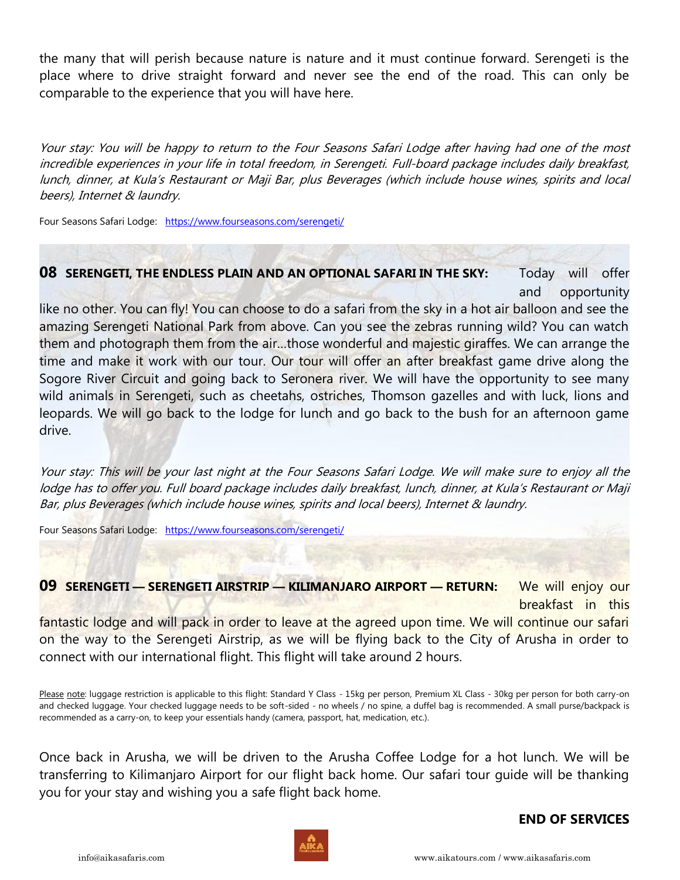the many that will perish because nature is nature and it must continue forward. Serengeti is the place where to drive straight forward and never see the end of the road. This can only be comparable to the experience that you will have here.

*Your stay: You will be happy to return to the Four Seasons Safari Lodge after having had one of the most incredible experiences in your life in total freedom, in Serengeti. Full-board package includes daily breakfast, lunch, dinner, at Kula's Restaurant or Maji Bar, plus Beverages (which include house wines, spirits and local beers), Internet & laundry.*

Four Seasons Safari Lodge: https://www.fourseasons.com/serengeti/

**08 SERENGETI, THE ENDLESS PLAIN AND AN OPTIONAL SAFARI IN THE SKY:** Today will offer and opportunity like no other. You can fly! You can choose to do a safari from the sky in a hot air balloon and see the amazing Serengeti National Park from above. Can you see the zebras running wild? You can watch them and photograph them from the air…those wonderful and majestic giraffes. We can arrange the time and make it work with our tour. Our tour will offer an after breakfast game drive along the Sogore River Circuit and going back to Seronera river. We will have the opportunity to see many wild animals in Serengeti, such as cheetahs, ostriches, Thomson gazelles and with luck, lions and leopards. We will go back to the lodge for lunch and go back to the bush for an afternoon game drive.

*Your stay: This will be your last night at the Four Seasons Safari Lodge. We will make sure to enjoy all the lodge has to offer you. Full board package includes daily breakfast, lunch, dinner, at Kula's Restaurant or Maji Bar, plus Beverages (which include house wines, spirits and local beers), Internet & laundry.*

Four Seasons Safari Lodge: https://www.fourseasons.com/serengeti/

**09 SERENGETI — SERENGETI AIRSTRIP — KILIMANJARO AIRPORT — RETURN:** We will enjoy our breakfast in this fantastic lodge and will pack in order to leave at the agreed upon time. We will continue our safari on the way to the Serengeti Airstrip, as we will be flying back to the City of Arusha in order to connect with our international flight. This flight will take around 2 hours.

Please note: luggage restriction is applicable to this flight: Standard Y Class - 15kg per person, Premium XL Class - 30kg per person for both carry-on and checked luggage. Your checked luggage needs to be soft-sided - no wheels / no spine, a duffel bag is recommended. A small purse/backpack is recommended as a carry-on, to keep your essentials handy (camera, passport, hat, medication, etc.).

Once back in Arusha, we will be driven to the Arusha Coffee Lodge for a hot lunch. We will be transferring to Kilimanjaro Airport for our flight back home. Our safari tour guide will be thanking you for your stay and wishing you a safe flight back home.

**END OF SERVICES**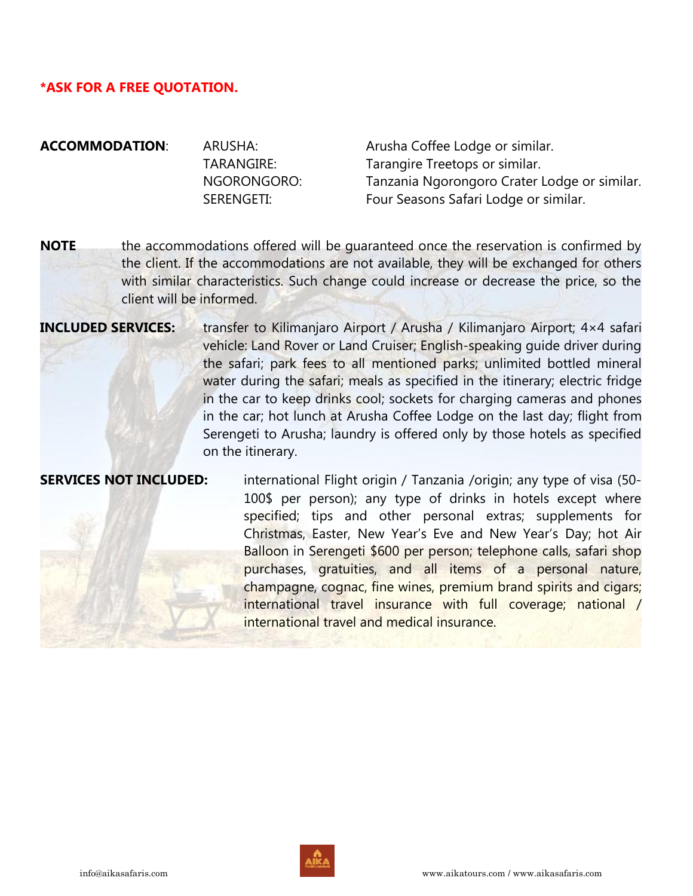**\*ASK FOR A FREE QUOTATION.**

**ACCOMMODATION**:

| | |
|---|---|
| ARUSHA: | Arusha Coffee Lodge or similar. |
| TARANGIRE: | Tarangire Treetops or similar. |
| NGORONGORO: | Tanzania Ngorongoro Crater Lodge or similar. |
| SERENGETI: | Four Seasons Safari Lodge or similar. |

**NOTE** the accommodations offered will be guaranteed once the reservation is confirmed by the client. If the accommodations are not available, they will be exchanged for others with similar characteristics. Such change could increase or decrease the price, so the client will be informed.

**INCLUDED SERVICES:** transfer to Kilimanjaro Airport / Arusha / Kilimanjaro Airport; 4×4 safari vehicle: Land Rover or Land Cruiser; English-speaking guide driver during the safari; park fees to all mentioned parks; unlimited bottled mineral water during the safari; meals as specified in the itinerary; electric fridge in the car to keep drinks cool; sockets for charging cameras and phones in the car; hot lunch at Arusha Coffee Lodge on the last day; flight from Serengeti to Arusha; laundry is offered only by those hotels as specified on the itinerary.

**SERVICES NOT INCLUDED:** international Flight origin / Tanzania /origin; any type of visa (50-100$ per person); any type of drinks in hotels except where specified; tips and other personal extras; supplements for Christmas, Easter, New Year's Eve and New Year's Day; hot Air Balloon in Serengeti $600 per person; telephone calls, safari shop purchases, gratuities, and all items of a personal nature, champagne, cognac, fine wines, premium brand spirits and cigars; international travel insurance with full coverage; national / international travel and medical insurance.